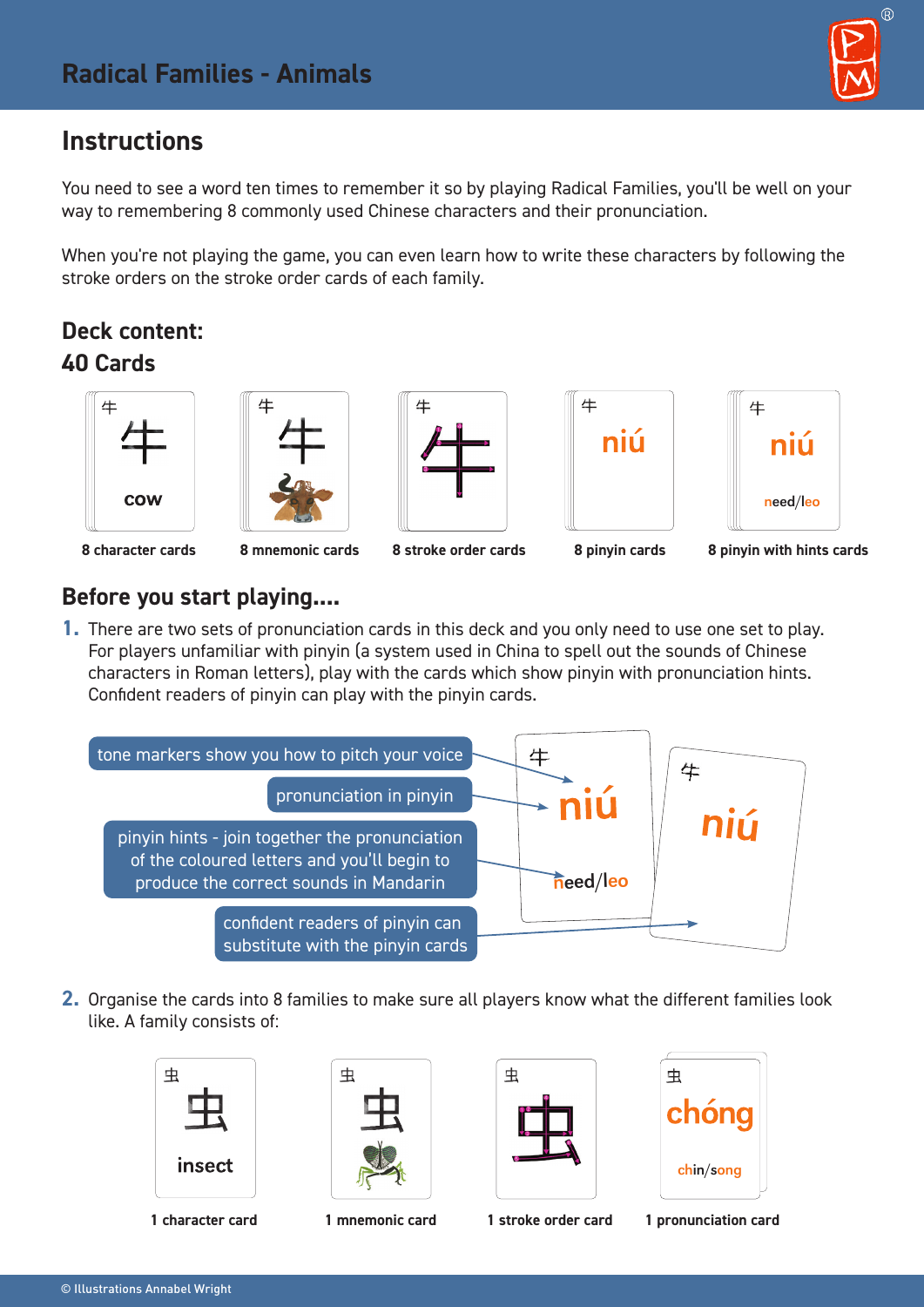# Radical Families - Animals

## Instructions

You need to see a word ten times to remember it so by playing Radical Families, you'll be well on your way to remembering 8 commonly used Chinese characters and their pronunciation.

When you're not playing the game, you can even learn how to write these characters by following the stroke orders on the stroke order cards of each family.

## Deck content:

## 40 Cards

牛 牛 cow — **8 character cards**

牛 牛 — **8 mnemonic cards**

牛 牛 — **8 stroke order cards**

牛 niú — **8 pinyin cards**

牛 niú need/leo — **8 pinyin with hints cards**

## Before you start playing....

1. There are two sets of pronunciation cards in this deck and you only need to use one set to play. For players unfamiliar with pinyin (a system used in China to spell out the sounds of Chinese characters in Roman letters), play with the cards which show pinyin with pronunciation hints. Confident readers of pinyin can play with the pinyin cards.

- tone markers show you how to pitch your voice
- pronunciation in pinyin
- pinyin hints - join together the pronunciation of the coloured letters and you'll begin to produce the correct sounds in Mandarin
- confident readers of pinyin can substitute with the pinyin cards

牛 niú need/leo

牛 niú

2. Organise the cards into 8 families to make sure all players know what the different families look like. A family consists of:

虫 虫 insect — **1 character card**

虫 虫 — **1 mnemonic card**

虫 虫 — **1 stroke order card**

虫 chóng chin/song — **1 pronunciation card**

© Illustrations Annabel Wright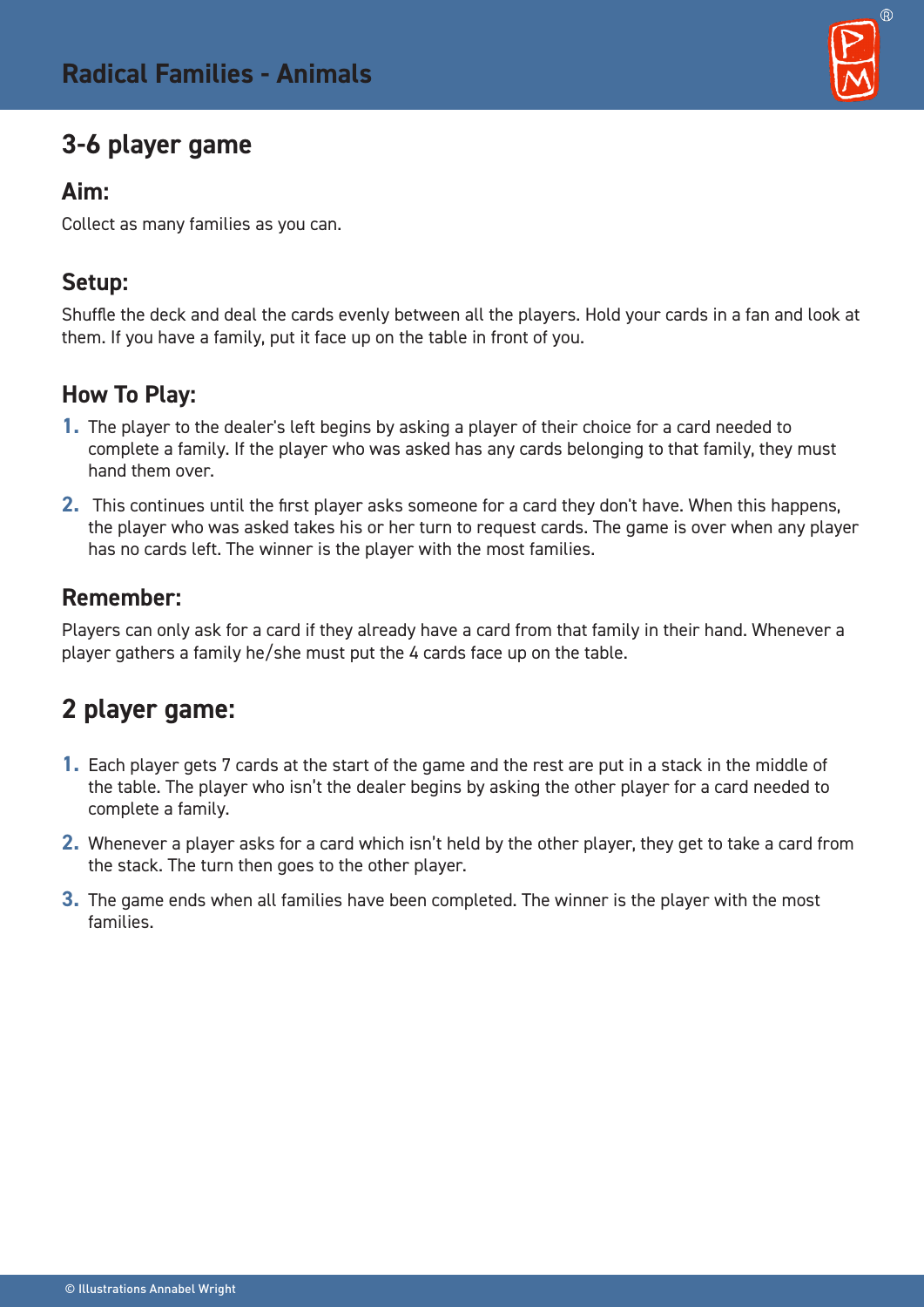# Radical Families - Animals

## 3-6 player game

### Aim:

Collect as many families as you can.

### Setup:

Shuffle the deck and deal the cards evenly between all the players. Hold your cards in a fan and look at them. If you have a family, put it face up on the table in front of you.

### How To Play:

1. The player to the dealer's left begins by asking a player of their choice for a card needed to complete a family. If the player who was asked has any cards belonging to that family, they must hand them over.
2. This continues until the first player asks someone for a card they don't have. When this happens, the player who was asked takes his or her turn to request cards. The game is over when any player has no cards left. The winner is the player with the most families.

### Remember:

Players can only ask for a card if they already have a card from that family in their hand. Whenever a player gathers a family he/she must put the 4 cards face up on the table.

## 2 player game:

1. Each player gets 7 cards at the start of the game and the rest are put in a stack in the middle of the table. The player who isn't the dealer begins by asking the other player for a card needed to complete a family.
2. Whenever a player asks for a card which isn't held by the other player, they get to take a card from the stack. The turn then goes to the other player.
3. The game ends when all families have been completed. The winner is the player with the most families.

© Illustrations Annabel Wright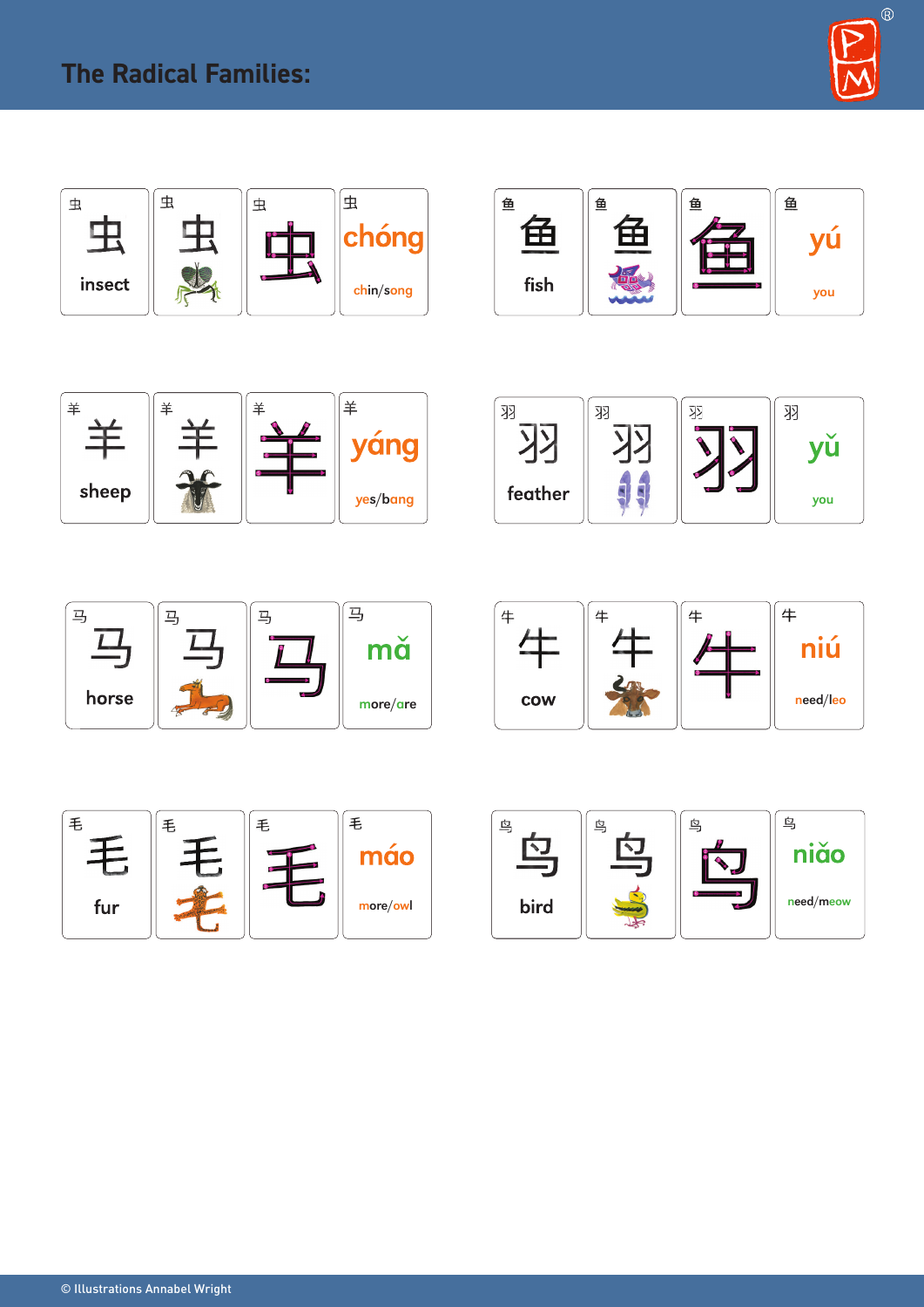## The Radical Families:

| | | | |
|---|---|---|---|
| 虫 虫 insect | 虫 虫 | 虫 虫 | 虫 chóng chin/song |
| 鱼 鱼 fish | 鱼 鱼 | 鱼 鱼 | 鱼 yú you |
| 羊 羊 sheep | 羊 羊 | 羊 羊 | 羊 yáng yes/bang |
| 羽 羽 feather | 羽 羽 | 羽 羽 | 羽 yǔ you |
| 马 马 horse | 马 马 | 马 马 | 马 mǎ more/are |
| 牛 牛 cow | 牛 牛 | 牛 牛 | 牛 niú need/leo |
| 毛 毛 fur | 毛 毛 | 毛 毛 | 毛 máo more/owl |
| 鸟 鸟 bird | 鸟 鸟 | 鸟 鸟 | 鸟 niǎo need/meow |

© Illustrations Annabel Wright